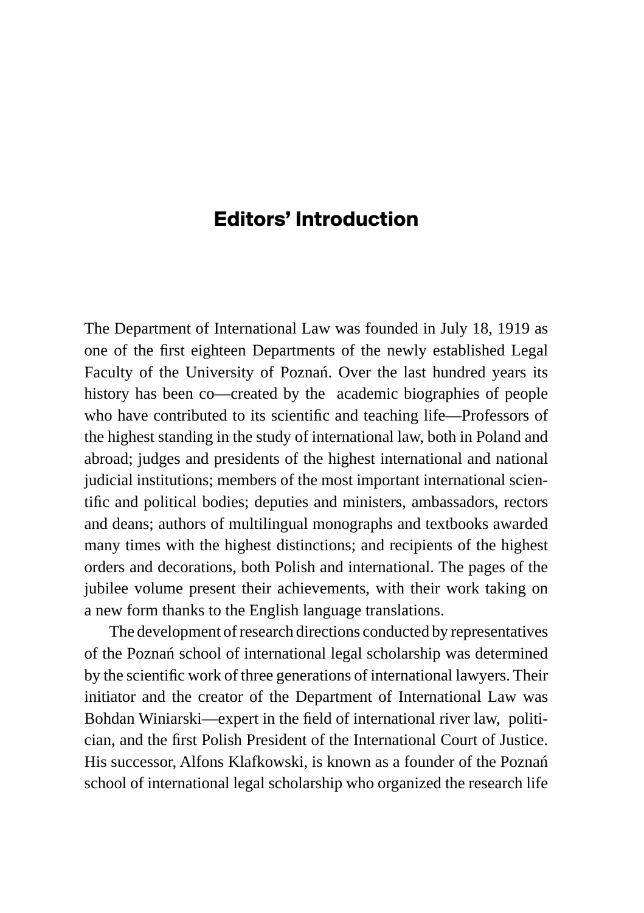# Editors' Introduction

The Department of International Law was founded in July 18, 1919 as one of the first eighteen Departments of the newly established Legal Faculty of the University of Poznań. Over the last hundred years its history has been co—created by the academic biographies of people who have contributed to its scientific and teaching life—Professors of the highest standing in the study of international law, both in Poland and abroad; judges and presidents of the highest international and national judicial institutions; members of the most important international scientific and political bodies; deputies and ministers, ambassadors, rectors and deans; authors of multilingual monographs and textbooks awarded many times with the highest distinctions; and recipients of the highest orders and decorations, both Polish and international. The pages of the jubilee volume present their achievements, with their work taking on a new form thanks to the English language translations.

The development of research directions conducted by representatives of the Poznań school of international legal scholarship was determined by the scientific work of three generations of international lawyers. Their initiator and the creator of the Department of International Law was Bohdan Winiarski—expert in the field of international river law, politician, and the first Polish President of the International Court of Justice. His successor, Alfons Klafkowski, is known as a founder of the Poznań school of international legal scholarship who organized the research life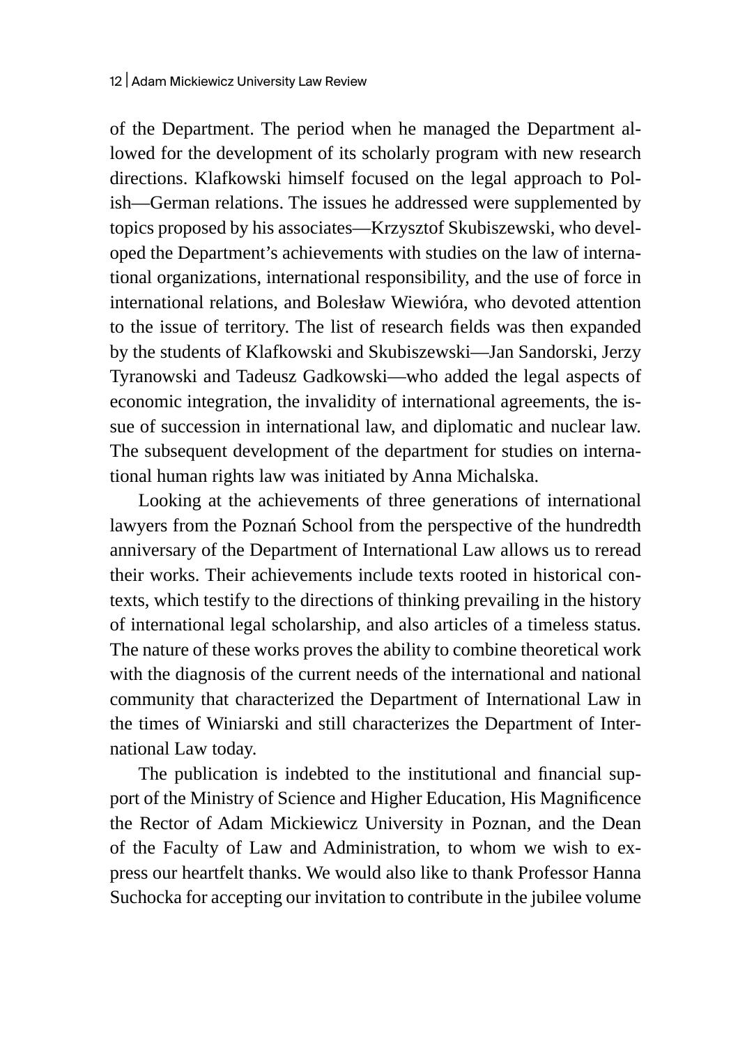of the Department. The period when he managed the Department allowed for the development of its scholarly program with new research directions. Klafkowski himself focused on the legal approach to Polish—German relations. The issues he addressed were supplemented by topics proposed by his associates—Krzysztof Skubiszewski, who developed the Department's achievements with studies on the law of international organizations, international responsibility, and the use of force in international relations, and Bolesław Wiewióra, who devoted attention to the issue of territory. The list of research fields was then expanded by the students of Klafkowski and Skubiszewski—Jan Sandorski, Jerzy Tyranowski and Tadeusz Gadkowski—who added the legal aspects of economic integration, the invalidity of international agreements, the issue of succession in international law, and diplomatic and nuclear law. The subsequent development of the department for studies on international human rights law was initiated by Anna Michalska.

Looking at the achievements of three generations of international lawyers from the Poznań School from the perspective of the hundredth anniversary of the Department of International Law allows us to reread their works. Their achievements include texts rooted in historical contexts, which testify to the directions of thinking prevailing in the history of international legal scholarship, and also articles of a timeless status. The nature of these works proves the ability to combine theoretical work with the diagnosis of the current needs of the international and national community that characterized the Department of International Law in the times of Winiarski and still characterizes the Department of International Law today.

The publication is indebted to the institutional and financial support of the Ministry of Science and Higher Education, His Magnificence the Rector of Adam Mickiewicz University in Poznan, and the Dean of the Faculty of Law and Administration, to whom we wish to express our heartfelt thanks. We would also like to thank Professor Hanna Suchocka for accepting our invitation to contribute in the jubilee volume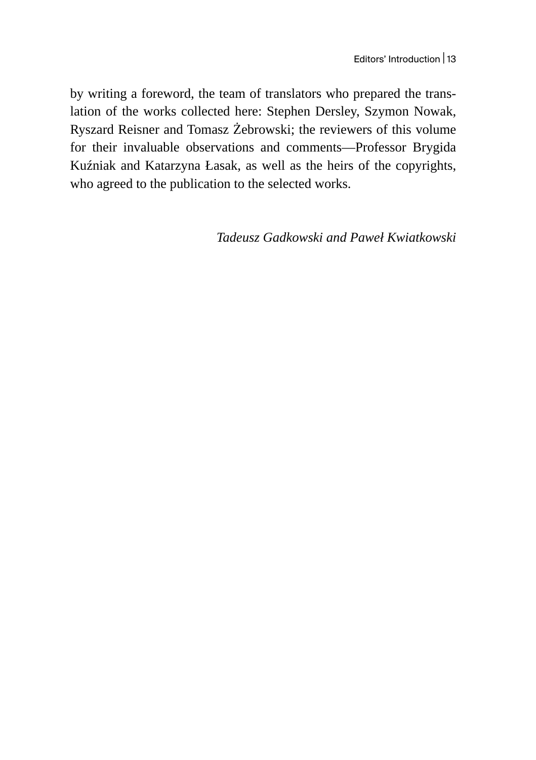by writing a foreword, the team of translators who prepared the translation of the works collected here: Stephen Dersley, Szymon Nowak, Ryszard Reisner and Tomasz Żebrowski; the reviewers of this volume for their invaluable observations and comments—Professor Brygida Kuźniak and Katarzyna Łasak, as well as the heirs of the copyrights, who agreed to the publication to the selected works.

*Tadeusz Gadkowski and Paweł Kwiatkowski*